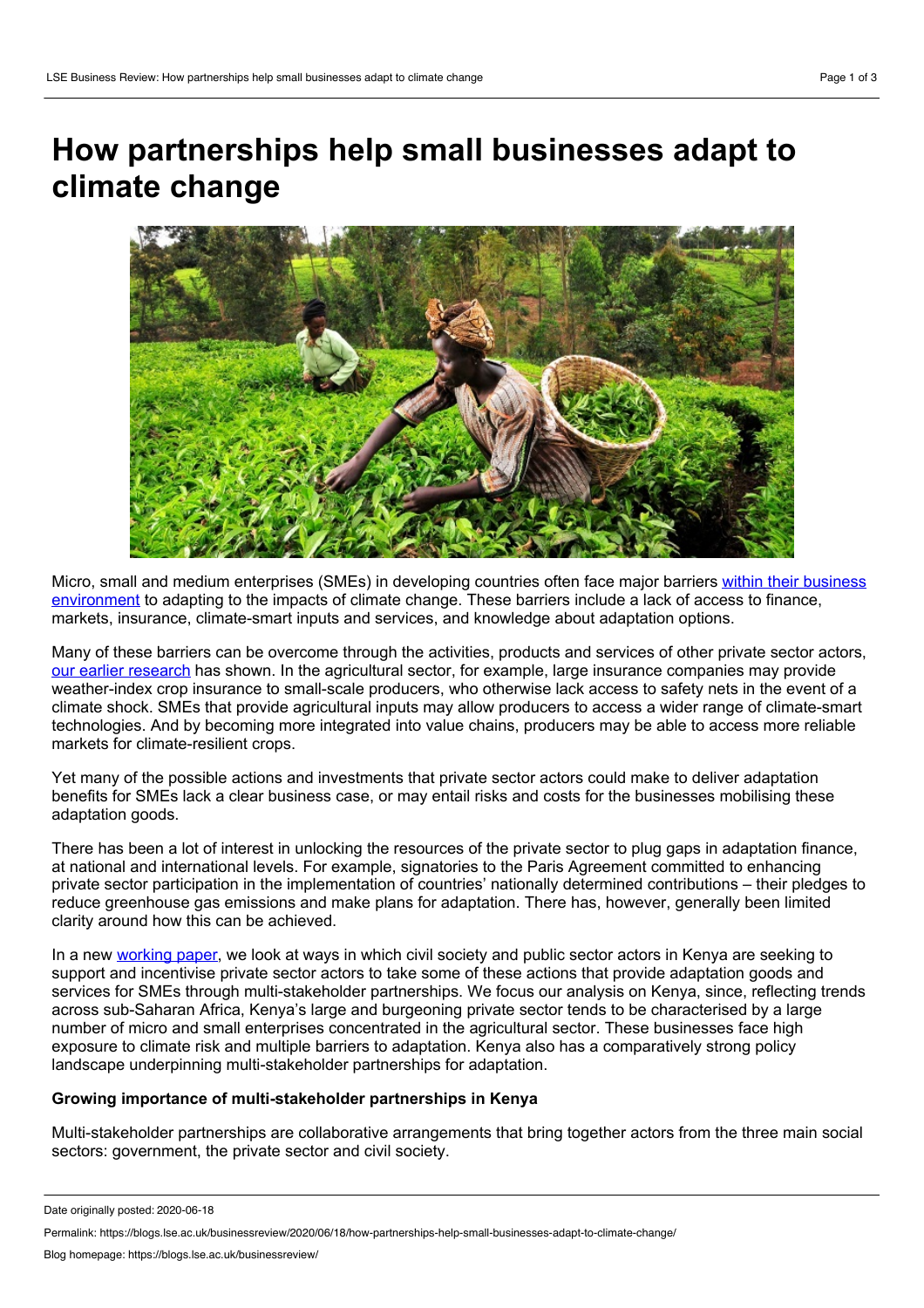# How partnerships help small businesses adapt to climate change

Micro, small and medium enterprises (SMEs) in developing countries often face major barriers within their business environment to adapting to the impacts of climate change. These barriers include a lack of access to finance, markets, insurance, climate-smart inputs and services, and knowledge about adaptation options.

Many of these barriers can be overcome through the activities, products and services of other private sector actors, our earlier research has shown. In the agricultural sector, for example, large insurance companies may provide weather-index crop insurance to small-scale producers, who otherwise lack access to safety nets in the event of a climate shock. SMEs that provide agricultural inputs may allow producers to access a wider range of climate-smart technologies. And by becoming more integrated into value chains, producers may be able to access more reliable markets for climate-resilient crops.

Yet many of the possible actions and investments that private sector actors could make to deliver adaptation benefits for SMEs lack a clear business case, or may entail risks and costs for the businesses mobilising these adaptation goods.

There has been a lot of interest in unlocking the resources of the private sector to plug gaps in adaptation finance, at national and international levels. For example, signatories to the Paris Agreement committed to enhancing private sector participation in the implementation of countries' nationally determined contributions – their pledges to reduce greenhouse gas emissions and make plans for adaptation. There has, however, generally been limited clarity around how this can be achieved.

In a new working paper, we look at ways in which civil society and public sector actors in Kenya are seeking to support and incentivise private sector actors to take some of these actions that provide adaptation goods and services for SMEs through multi-stakeholder partnerships. We focus our analysis on Kenya, since, reflecting trends across sub-Saharan Africa, Kenya's large and burgeoning private sector tends to be characterised by a large number of micro and small enterprises concentrated in the agricultural sector. These businesses face high exposure to climate risk and multiple barriers to adaptation. Kenya also has a comparatively strong policy landscape underpinning multi-stakeholder partnerships for adaptation.

**Growing importance of multi-stakeholder partnerships in Kenya**

Multi-stakeholder partnerships are collaborative arrangements that bring together actors from the three main social sectors: government, the private sector and civil society.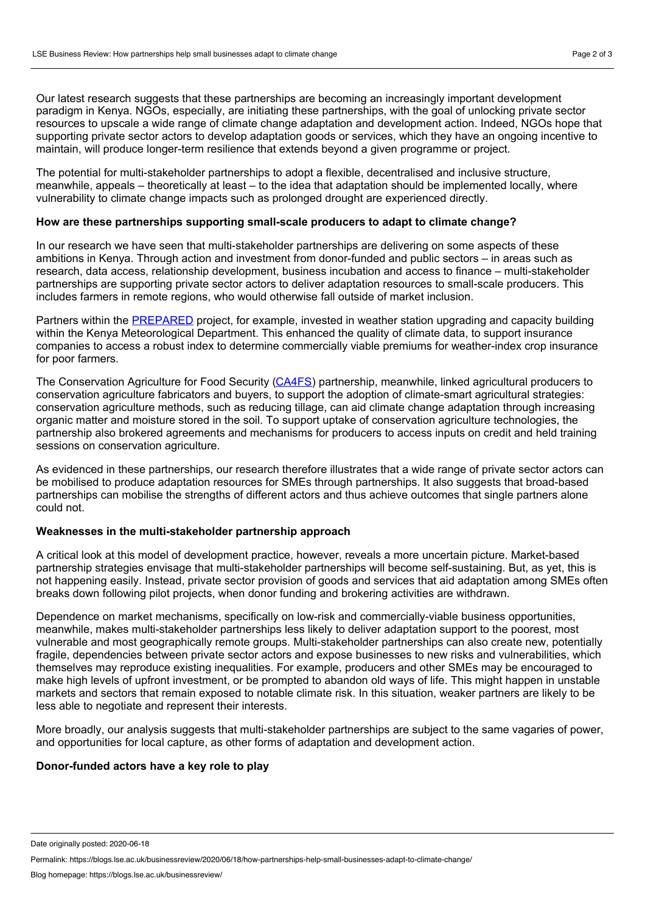Our latest research suggests that these partnerships are becoming an increasingly important development paradigm in Kenya. NGOs, especially, are initiating these partnerships, with the goal of unlocking private sector resources to upscale a wide range of climate change adaptation and development action. Indeed, NGOs hope that supporting private sector actors to develop adaptation goods or services, which they have an ongoing incentive to maintain, will produce longer-term resilience that extends beyond a given programme or project.

The potential for multi-stakeholder partnerships to adopt a flexible, decentralised and inclusive structure, meanwhile, appeals – theoretically at least – to the idea that adaptation should be implemented locally, where vulnerability to climate change impacts such as prolonged drought are experienced directly.

**How are these partnerships supporting small-scale producers to adapt to climate change?**

In our research we have seen that multi-stakeholder partnerships are delivering on some aspects of these ambitions in Kenya. Through action and investment from donor-funded and public sectors – in areas such as research, data access, relationship development, business incubation and access to finance – multi-stakeholder partnerships are supporting private sector actors to deliver adaptation resources to small-scale producers. This includes farmers in remote regions, who would otherwise fall outside of market inclusion.

Partners within the PREPARED project, for example, invested in weather station upgrading and capacity building within the Kenya Meteorological Department. This enhanced the quality of climate data, to support insurance companies to access a robust index to determine commercially viable premiums for weather-index crop insurance for poor farmers.

The Conservation Agriculture for Food Security (CA4FS) partnership, meanwhile, linked agricultural producers to conservation agriculture fabricators and buyers, to support the adoption of climate-smart agricultural strategies: conservation agriculture methods, such as reducing tillage, can aid climate change adaptation through increasing organic matter and moisture stored in the soil. To support uptake of conservation agriculture technologies, the partnership also brokered agreements and mechanisms for producers to access inputs on credit and held training sessions on conservation agriculture.

As evidenced in these partnerships, our research therefore illustrates that a wide range of private sector actors can be mobilised to produce adaptation resources for SMEs through partnerships. It also suggests that broad-based partnerships can mobilise the strengths of different actors and thus achieve outcomes that single partners alone could not.

**Weaknesses in the multi-stakeholder partnership approach**

A critical look at this model of development practice, however, reveals a more uncertain picture. Market-based partnership strategies envisage that multi-stakeholder partnerships will become self-sustaining. But, as yet, this is not happening easily. Instead, private sector provision of goods and services that aid adaptation among SMEs often breaks down following pilot projects, when donor funding and brokering activities are withdrawn.

Dependence on market mechanisms, specifically on low-risk and commercially-viable business opportunities, meanwhile, makes multi-stakeholder partnerships less likely to deliver adaptation support to the poorest, most vulnerable and most geographically remote groups. Multi-stakeholder partnerships can also create new, potentially fragile, dependencies between private sector actors and expose businesses to new risks and vulnerabilities, which themselves may reproduce existing inequalities. For example, producers and other SMEs may be encouraged to make high levels of upfront investment, or be prompted to abandon old ways of life. This might happen in unstable markets and sectors that remain exposed to notable climate risk. In this situation, weaker partners are likely to be less able to negotiate and represent their interests.

More broadly, our analysis suggests that multi-stakeholder partnerships are subject to the same vagaries of power, and opportunities for local capture, as other forms of adaptation and development action.

**Donor-funded actors have a key role to play**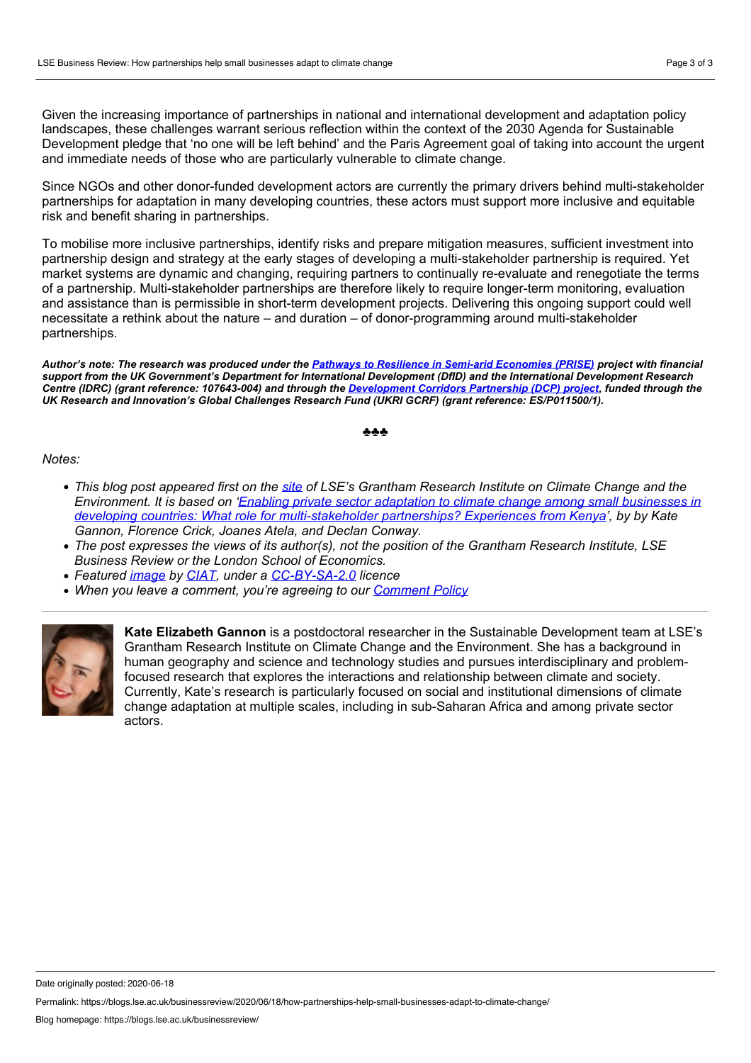Given the increasing importance of partnerships in national and international development and adaptation policy landscapes, these challenges warrant serious reflection within the context of the 2030 Agenda for Sustainable Development pledge that 'no one will be left behind' and the Paris Agreement goal of taking into account the urgent and immediate needs of those who are particularly vulnerable to climate change.

Since NGOs and other donor-funded development actors are currently the primary drivers behind multi-stakeholder partnerships for adaptation in many developing countries, these actors must support more inclusive and equitable risk and benefit sharing in partnerships.

To mobilise more inclusive partnerships, identify risks and prepare mitigation measures, sufficient investment into partnership design and strategy at the early stages of developing a multi-stakeholder partnership is required. Yet market systems are dynamic and changing, requiring partners to continually re-evaluate and renegotiate the terms of a partnership. Multi-stakeholder partnerships are therefore likely to require longer-term monitoring, evaluation and assistance than is permissible in short-term development projects. Delivering this ongoing support could well necessitate a rethink about the nature – and duration – of donor-programming around multi-stakeholder partnerships.

***Author's note: The research was produced under the Pathways to Resilience in Semi-arid Economies (PRISE) project with financial support from the UK Government's Department for International Development (DfID) and the International Development Research Centre (IDRC) (grant reference: 107643-004) and through the Development Corridors Partnership (DCP) project, funded through the UK Research and Innovation's Global Challenges Research Fund (UKRI GCRF) (grant reference: ES/P011500/1).***

♣♣♣

*Notes:*

- *This blog post appeared first on the site of LSE's Grantham Research Institute on Climate Change and the Environment. It is based on 'Enabling private sector adaptation to climate change among small businesses in developing countries: What role for multi-stakeholder partnerships? Experiences from Kenya', by by Kate Gannon, Florence Crick, Joanes Atela, and Declan Conway.*
- *The post expresses the views of its author(s), not the position of the Grantham Research Institute, LSE Business Review or the London School of Economics.*
- *Featured image by CIAT, under a CC-BY-SA-2.0 licence*
- *When you leave a comment, you're agreeing to our Comment Policy*

**Kate Elizabeth Gannon** is a postdoctoral researcher in the Sustainable Development team at LSE's Grantham Research Institute on Climate Change and the Environment. She has a background in human geography and science and technology studies and pursues interdisciplinary and problem-focused research that explores the interactions and relationship between climate and society. Currently, Kate's research is particularly focused on social and institutional dimensions of climate change adaptation at multiple scales, including in sub-Saharan Africa and among private sector actors.

Date originally posted: 2020-06-18

Permalink: https://blogs.lse.ac.uk/businessreview/2020/06/18/how-partnerships-help-small-businesses-adapt-to-climate-change/

Blog homepage: https://blogs.lse.ac.uk/businessreview/